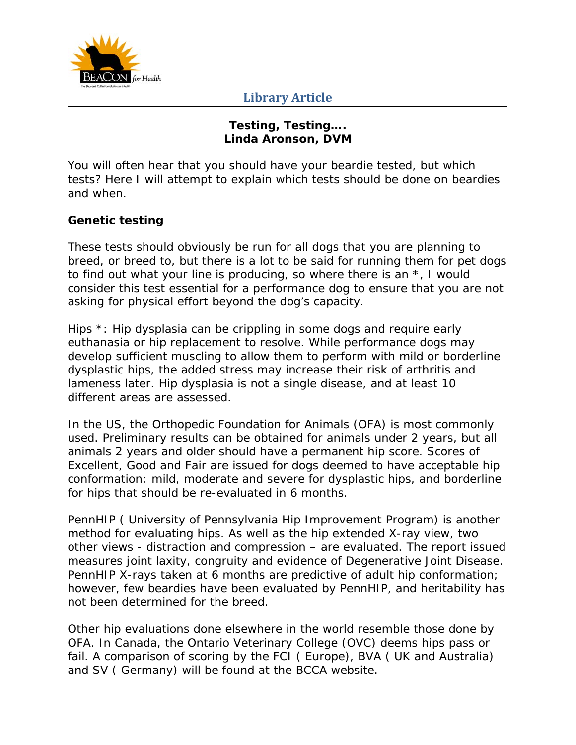**Library Article**

## Testing, Testing….
**Linda Aronson, DVM**

You will often hear that you should have your beardie tested, but which tests? Here I will attempt to explain which tests should be done on beardies and when.

### Genetic testing

These tests should obviously be run for all dogs that you are planning to breed, or breed to, but there is a lot to be said for running them for pet dogs to find out what your line is producing, so where there is an *, I would consider this test essential for a performance dog to ensure that you are not asking for physical effort beyond the dog's capacity.

Hips *: Hip dysplasia can be crippling in some dogs and require early euthanasia or hip replacement to resolve. While performance dogs may develop sufficient muscling to allow them to perform with mild or borderline dysplastic hips, the added stress may increase their risk of arthritis and lameness later. Hip dysplasia is not a single disease, and at least 10 different areas are assessed.

In the US, the Orthopedic Foundation for Animals (OFA) is most commonly used. Preliminary results can be obtained for animals under 2 years, but all animals 2 years and older should have a permanent hip score. Scores of Excellent, Good and Fair are issued for dogs deemed to have acceptable hip conformation; mild, moderate and severe for dysplastic hips, and borderline for hips that should be re-evaluated in 6 months.

PennHIP ( University of Pennsylvania Hip Improvement Program) is another method for evaluating hips. As well as the hip extended X-ray view, two other views - distraction and compression – are evaluated. The report issued measures joint laxity, congruity and evidence of Degenerative Joint Disease. PennHIP X-rays taken at 6 months are predictive of adult hip conformation; however, few beardies have been evaluated by PennHIP, and heritability has not been determined for the breed.

Other hip evaluations done elsewhere in the world resemble those done by OFA. In Canada, the Ontario Veterinary College (OVC) deems hips pass or fail. A comparison of scoring by the FCI ( Europe), BVA ( UK and Australia) and SV ( Germany) will be found at the BCCA website.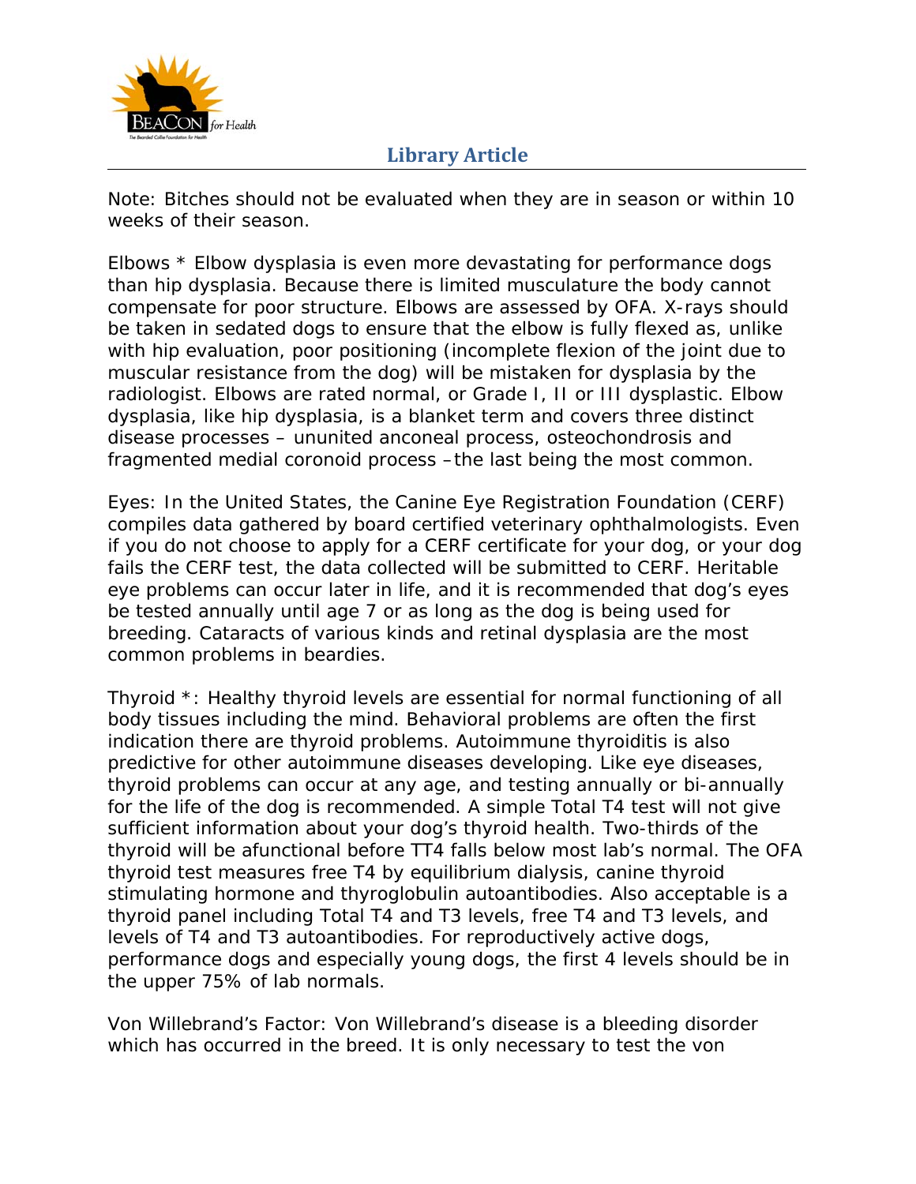Note: Bitches should not be evaluated when they are in season or within 10 weeks of their season.

Elbows * Elbow dysplasia is even more devastating for performance dogs than hip dysplasia. Because there is limited musculature the body cannot compensate for poor structure. Elbows are assessed by OFA. X-rays should be taken in sedated dogs to ensure that the elbow is fully flexed as, unlike with hip evaluation, poor positioning (incomplete flexion of the joint due to muscular resistance from the dog) will be mistaken for dysplasia by the radiologist. Elbows are rated normal, or Grade I, II or III dysplastic. Elbow dysplasia, like hip dysplasia, is a blanket term and covers three distinct disease processes – ununited anconeal process, osteochondrosis and fragmented medial coronoid process –the last being the most common.

Eyes: In the United States, the Canine Eye Registration Foundation (CERF) compiles data gathered by board certified veterinary ophthalmologists. Even if you do not choose to apply for a CERF certificate for your dog, or your dog fails the CERF test, the data collected will be submitted to CERF. Heritable eye problems can occur later in life, and it is recommended that dog's eyes be tested annually until age 7 or as long as the dog is being used for breeding. Cataracts of various kinds and retinal dysplasia are the most common problems in beardies.

Thyroid *: Healthy thyroid levels are essential for normal functioning of all body tissues including the mind. Behavioral problems are often the first indication there are thyroid problems. Autoimmune thyroiditis is also predictive for other autoimmune diseases developing. Like eye diseases, thyroid problems can occur at any age, and testing annually or bi-annually for the life of the dog is recommended. A simple Total T4 test will not give sufficient information about your dog's thyroid health. Two-thirds of the thyroid will be afunctional before TT4 falls below most lab's normal. The OFA thyroid test measures free T4 by equilibrium dialysis, canine thyroid stimulating hormone and thyroglobulin autoantibodies. Also acceptable is a thyroid panel including Total T4 and T3 levels, free T4 and T3 levels, and levels of T4 and T3 autoantibodies. For reproductively active dogs, performance dogs and especially young dogs, the first 4 levels should be in the upper 75% of lab normals.

Von Willebrand's Factor: Von Willebrand's disease is a bleeding disorder which has occurred in the breed. It is only necessary to test the von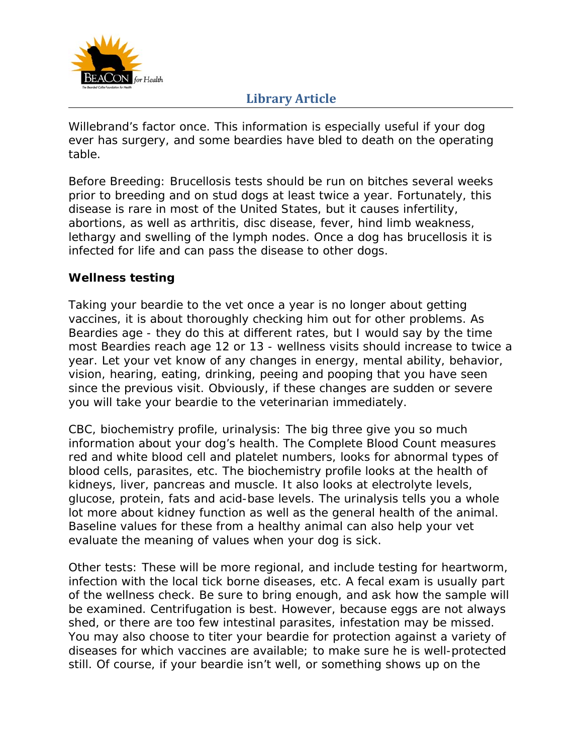Willebrand's factor once. This information is especially useful if your dog ever has surgery, and some beardies have bled to death on the operating table.

Before Breeding: Brucellosis tests should be run on bitches several weeks prior to breeding and on stud dogs at least twice a year. Fortunately, this disease is rare in most of the United States, but it causes infertility, abortions, as well as arthritis, disc disease, fever, hind limb weakness, lethargy and swelling of the lymph nodes. Once a dog has brucellosis it is infected for life and can pass the disease to other dogs.

**Wellness testing**

Taking your beardie to the vet once a year is no longer about getting vaccines, it is about thoroughly checking him out for other problems. As Beardies age - they do this at different rates, but I would say by the time most Beardies reach age 12 or 13 - wellness visits should increase to twice a year. Let your vet know of any changes in energy, mental ability, behavior, vision, hearing, eating, drinking, peeing and pooping that you have seen since the previous visit. Obviously, if these changes are sudden or severe you will take your beardie to the veterinarian immediately.

CBC, biochemistry profile, urinalysis: The big three give you so much information about your dog's health. The Complete Blood Count measures red and white blood cell and platelet numbers, looks for abnormal types of blood cells, parasites, etc. The biochemistry profile looks at the health of kidneys, liver, pancreas and muscle. It also looks at electrolyte levels, glucose, protein, fats and acid-base levels. The urinalysis tells you a whole lot more about kidney function as well as the general health of the animal. Baseline values for these from a healthy animal can also help your vet evaluate the meaning of values when your dog is sick.

Other tests: These will be more regional, and include testing for heartworm, infection with the local tick borne diseases, etc. A fecal exam is usually part of the wellness check. Be sure to bring enough, and ask how the sample will be examined. Centrifugation is best. However, because eggs are not always shed, or there are too few intestinal parasites, infestation may be missed. You may also choose to titer your beardie for protection against a variety of diseases for which vaccines are available; to make sure he is well-protected still. Of course, if your beardie isn't well, or something shows up on the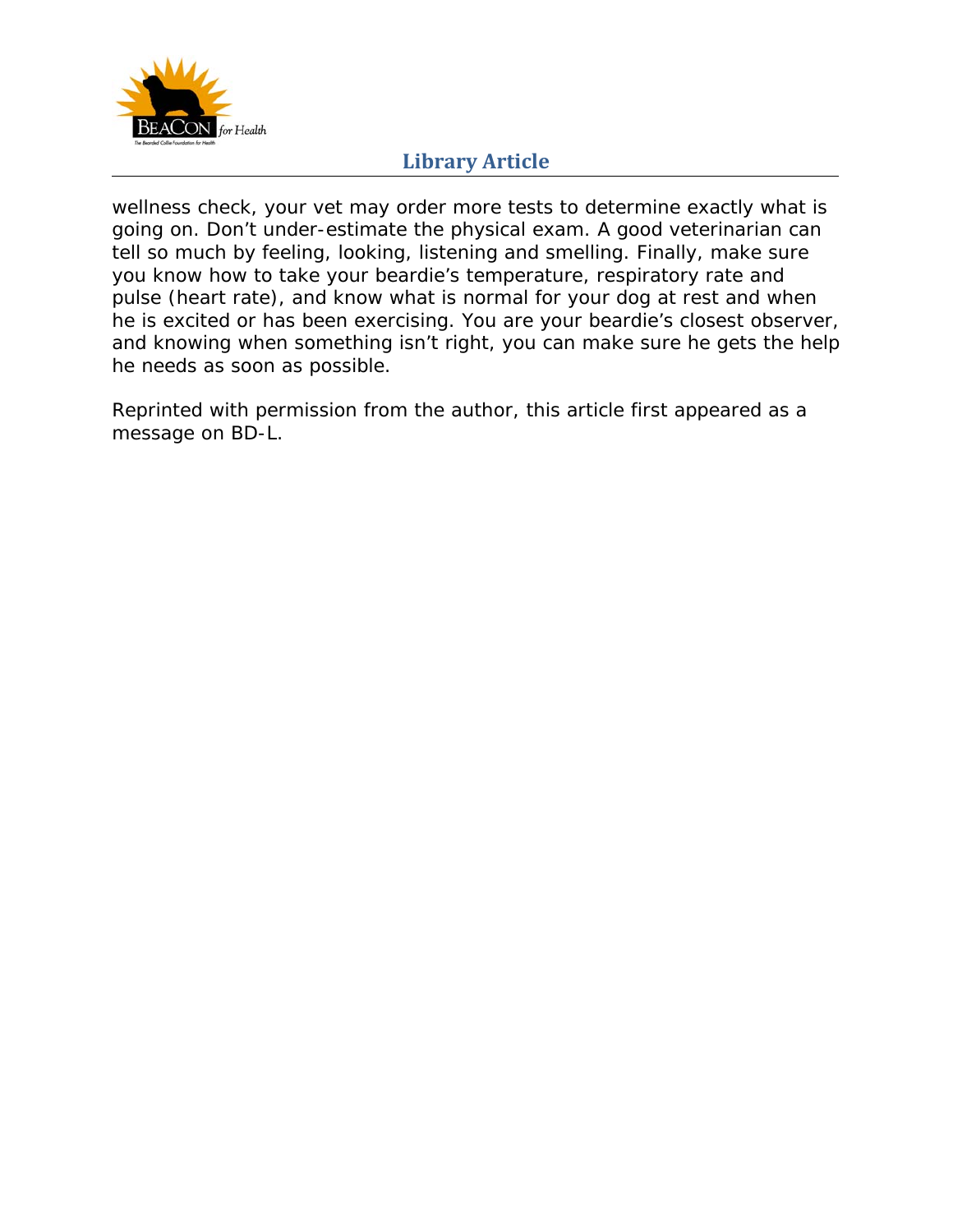wellness check, your vet may order more tests to determine exactly what is going on. Don't under-estimate the physical exam. A good veterinarian can tell so much by feeling, looking, listening and smelling. Finally, make sure you know how to take your beardie's temperature, respiratory rate and pulse (heart rate), and know what is normal for your dog at rest and when he is excited or has been exercising. You are your beardie's closest observer, and knowing when something isn't right, you can make sure he gets the help he needs as soon as possible.

Reprinted with permission from the author, this article first appeared as a message on BD-L.